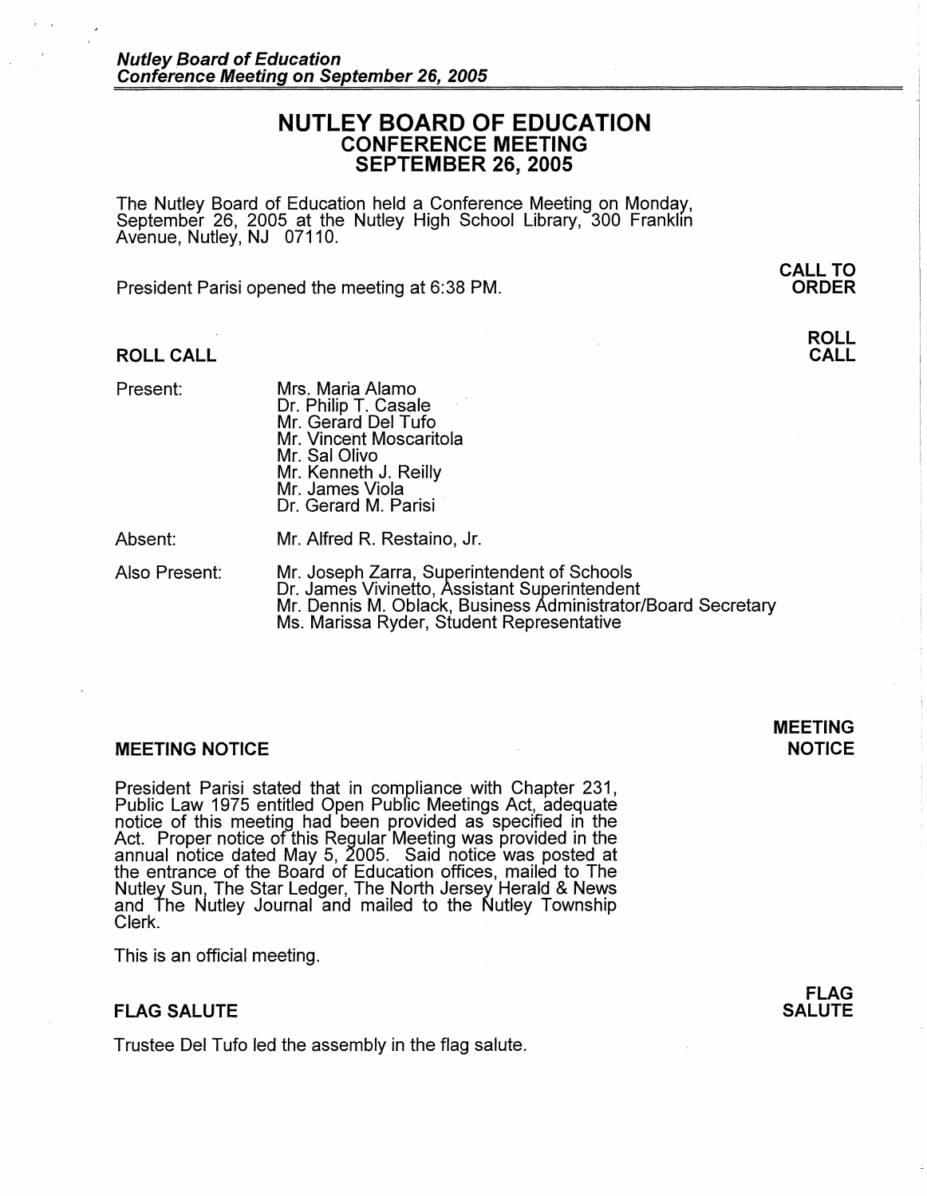# NUTLEY BOARD OF EDUCATION
## CONFERENCE MEETING
## SEPTEMBER 26, 2005

The Nutley Board of Education held a Conference Meeting on Monday, September 26, 2005 at the Nutley High School Library, 300 Franklin Avenue, Nutley, NJ 07110.

**CALL TO ORDER**

President Parisi opened the meeting at 6:38 PM.

### ROLL CALL

Present:
- Mrs. Maria Alamo
- Dr. Philip T. Casale
- Mr. Gerard Del Tufo
- Mr. Vincent Moscaritola
- Mr. Sal Olivo
- Mr. Kenneth J. Reilly
- Mr. James Viola
- Dr. Gerard M. Parisi

Absent:
- Mr. Alfred R. Restaino, Jr.

Also Present:
- Mr. Joseph Zarra, Superintendent of Schools
- Dr. James Vivinetto, Assistant Superintendent
- Mr. Dennis M. Oblack, Business Administrator/Board Secretary
- Ms. Marissa Ryder, Student Representative

### MEETING NOTICE

President Parisi stated that in compliance with Chapter 231, Public Law 1975 entitled Open Public Meetings Act, adequate notice of this meeting had been provided as specified in the Act. Proper notice of this Regular Meeting was provided in the annual notice dated May 5, 2005. Said notice was posted at the entrance of the Board of Education offices, mailed to The Nutley Sun, The Star Ledger, The North Jersey Herald & News and The Nutley Journal and mailed to the Nutley Township Clerk.

This is an official meeting.

### FLAG SALUTE

Trustee Del Tufo led the assembly in the flag salute.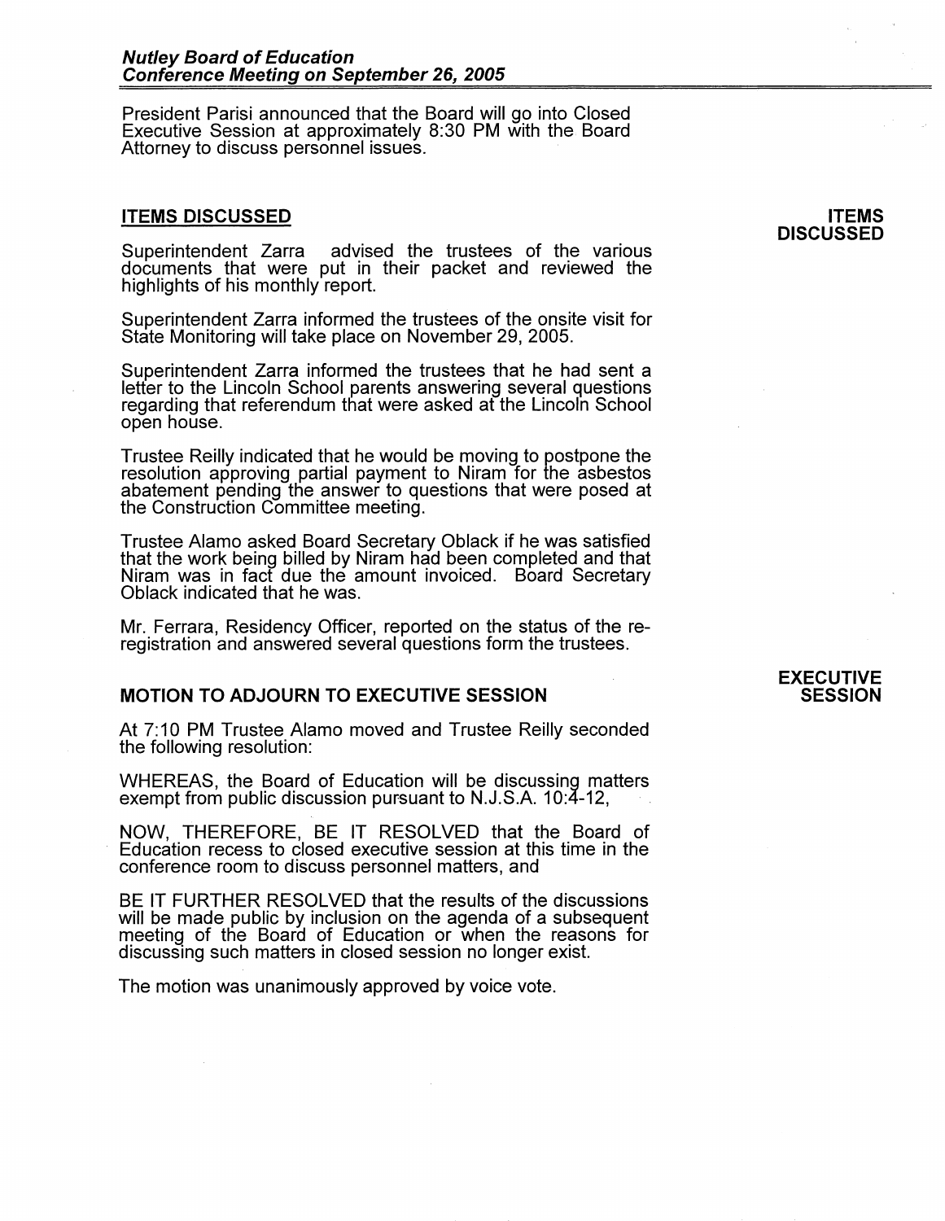President Parisi announced that the Board will go into Closed Executive Session at approximately 8:30 PM with the Board Attorney to discuss personnel issues.

## ITEMS DISCUSSED

**ITEMS DISCUSSED**

Superintendent Zarra advised the trustees of the various documents that were put in their packet and reviewed the highlights of his monthly report.

Superintendent Zarra informed the trustees of the onsite visit for State Monitoring will take place on November 29, 2005.

Superintendent Zarra informed the trustees that he had sent a letter to the Lincoln School parents answering several questions regarding that referendum that were asked at the Lincoln School open house.

Trustee Reilly indicated that he would be moving to postpone the resolution approving partial payment to Niram for the asbestos abatement pending the answer to questions that were posed at the Construction Committee meeting.

Trustee Alamo asked Board Secretary Oblack if he was satisfied that the work being billed by Niram had been completed and that Niram was in fact due the amount invoiced. Board Secretary Oblack indicated that he was.

Mr. Ferrara, Residency Officer, reported on the status of the re-registration and answered several questions form the trustees.

## MOTION TO ADJOURN TO EXECUTIVE SESSION

**EXECUTIVE SESSION**

At 7:10 PM Trustee Alamo moved and Trustee Reilly seconded the following resolution:

WHEREAS, the Board of Education will be discussing matters exempt from public discussion pursuant to N.J.S.A. 10:4-12,

NOW, THEREFORE, BE IT RESOLVED that the Board of Education recess to closed executive session at this time in the conference room to discuss personnel matters, and

BE IT FURTHER RESOLVED that the results of the discussions will be made public by inclusion on the agenda of a subsequent meeting of the Board of Education or when the reasons for discussing such matters in closed session no longer exist.

The motion was unanimously approved by voice vote.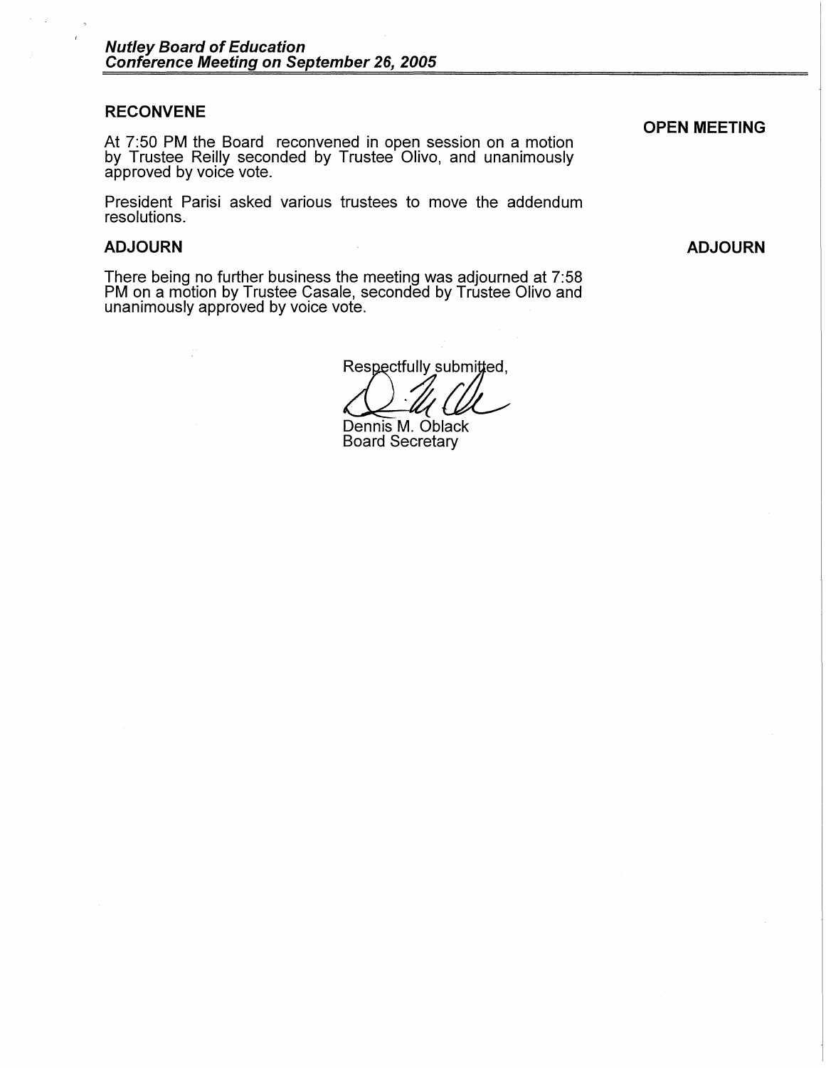## RECONVENE

**OPEN MEETING**

At 7:50 PM the Board reconvened in open session on a motion by Trustee Reilly seconded by Trustee Olivo, and unanimously approved by voice vote.

President Parisi asked various trustees to move the addendum resolutions.

## ADJOURN

**ADJOURN**

There being no further business the meeting was adjourned at 7:58 PM on a motion by Trustee Casale, seconded by Trustee Olivo and unanimously approved by voice vote.

Respectfully submitted,

Dennis M. Oblack
Board Secretary